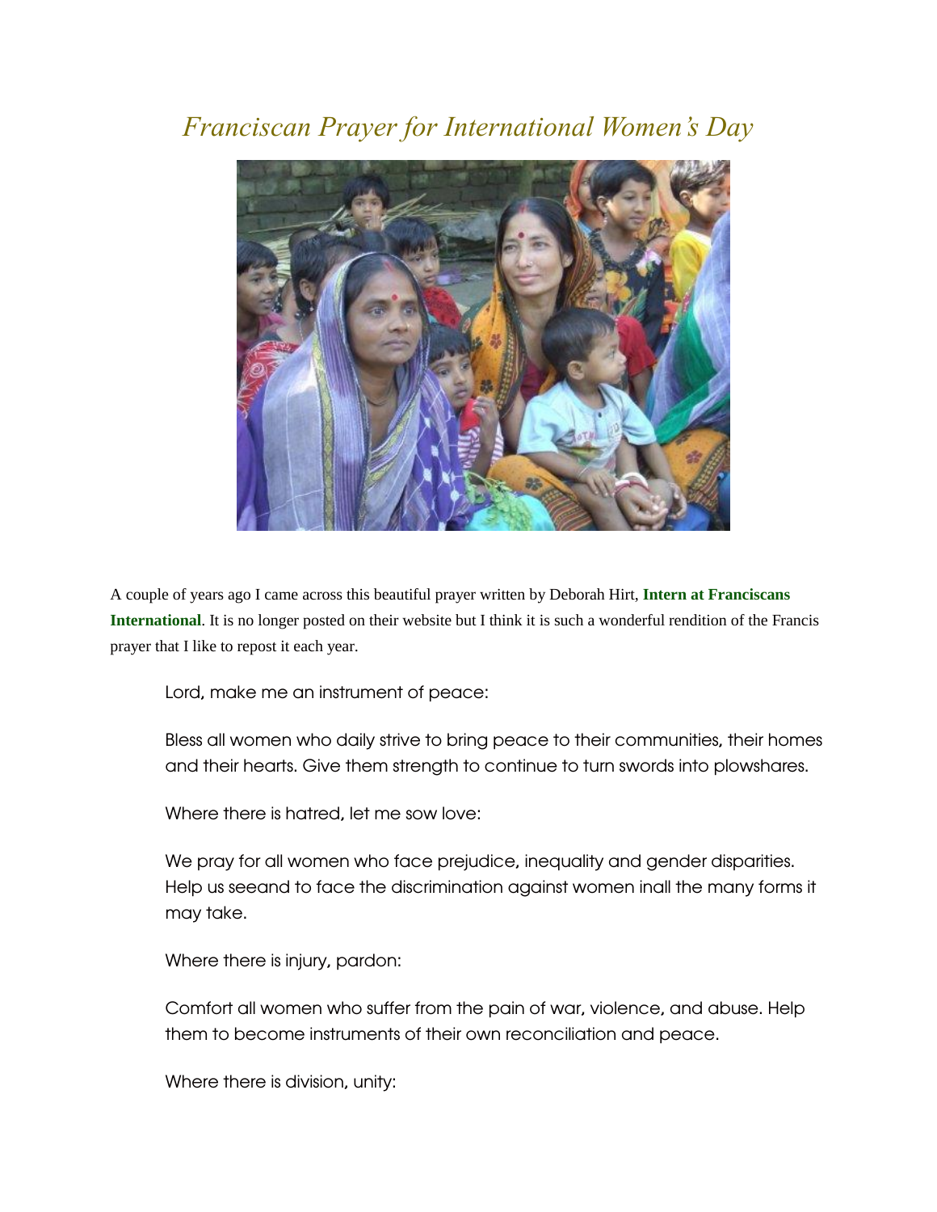# *Franciscan Prayer for International Women's Day*

A couple of years ago I came across this beautiful prayer written by Deborah Hirt, **Intern at Franciscans International**. It is no longer posted on their website but I think it is such a wonderful rendition of the Francis prayer that I like to repost it each year.

> Lord, make me an instrument of peace:
>
> Bless all women who daily strive to bring peace to their communities, their homes and their hearts. Give them strength to continue to turn swords into plowshares.
>
> Where there is hatred, let me sow love:
>
> We pray for all women who face prejudice, inequality and gender disparities. Help us seeand to face the discrimination against women inall the many forms it may take.
>
> Where there is injury, pardon:
>
> Comfort all women who suffer from the pain of war, violence, and abuse. Help them to become instruments of their own reconciliation and peace.
>
> Where there is division, unity: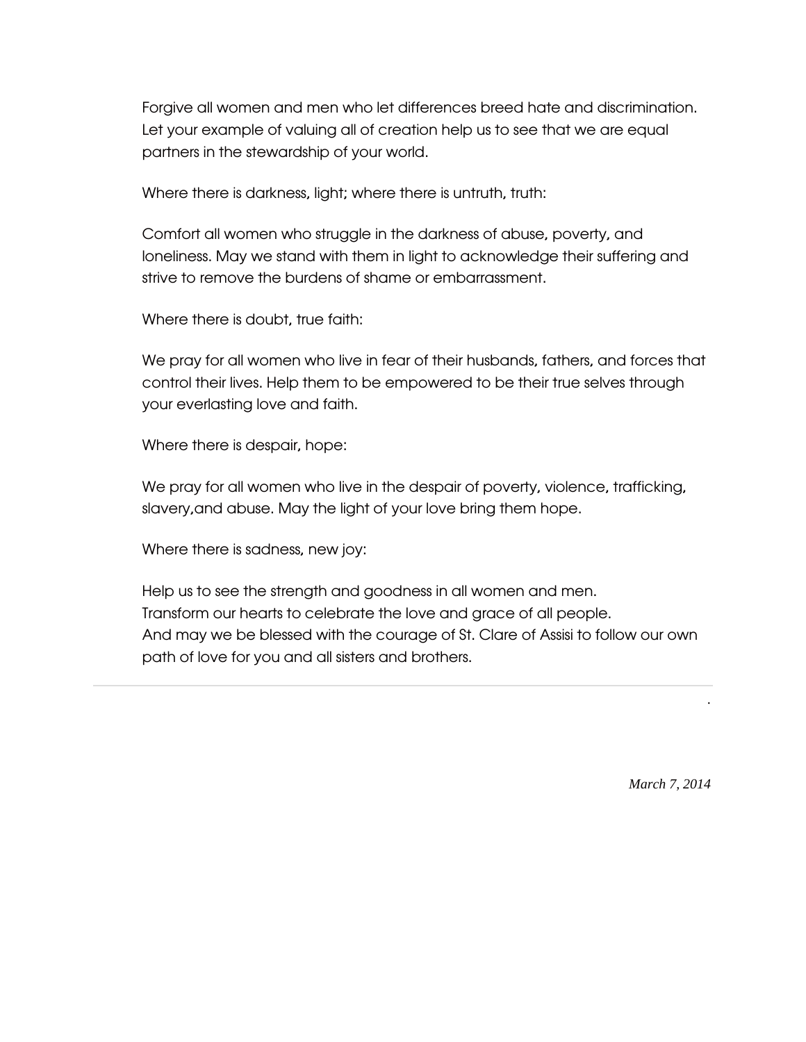Forgive all women and men who let differences breed hate and discrimination. Let your example of valuing all of creation help us to see that we are equal partners in the stewardship of your world.

Where there is darkness, light; where there is untruth, truth:

Comfort all women who struggle in the darkness of abuse, poverty, and loneliness. May we stand with them in light to acknowledge their suffering and strive to remove the burdens of shame or embarrassment.

Where there is doubt, true faith:

We pray for all women who live in fear of their husbands, fathers, and forces that control their lives. Help them to be empowered to be their true selves through your everlasting love and faith.

Where there is despair, hope:

We pray for all women who live in the despair of poverty, violence, trafficking, slavery,and abuse. May the light of your love bring them hope.

Where there is sadness, new joy:

Help us to see the strength and goodness in all women and men.
Transform our hearts to celebrate the love and grace of all people.
And may we be blessed with the courage of St. Clare of Assisi to follow our own path of love for you and all sisters and brothers.

---

.

*March 7, 2014*